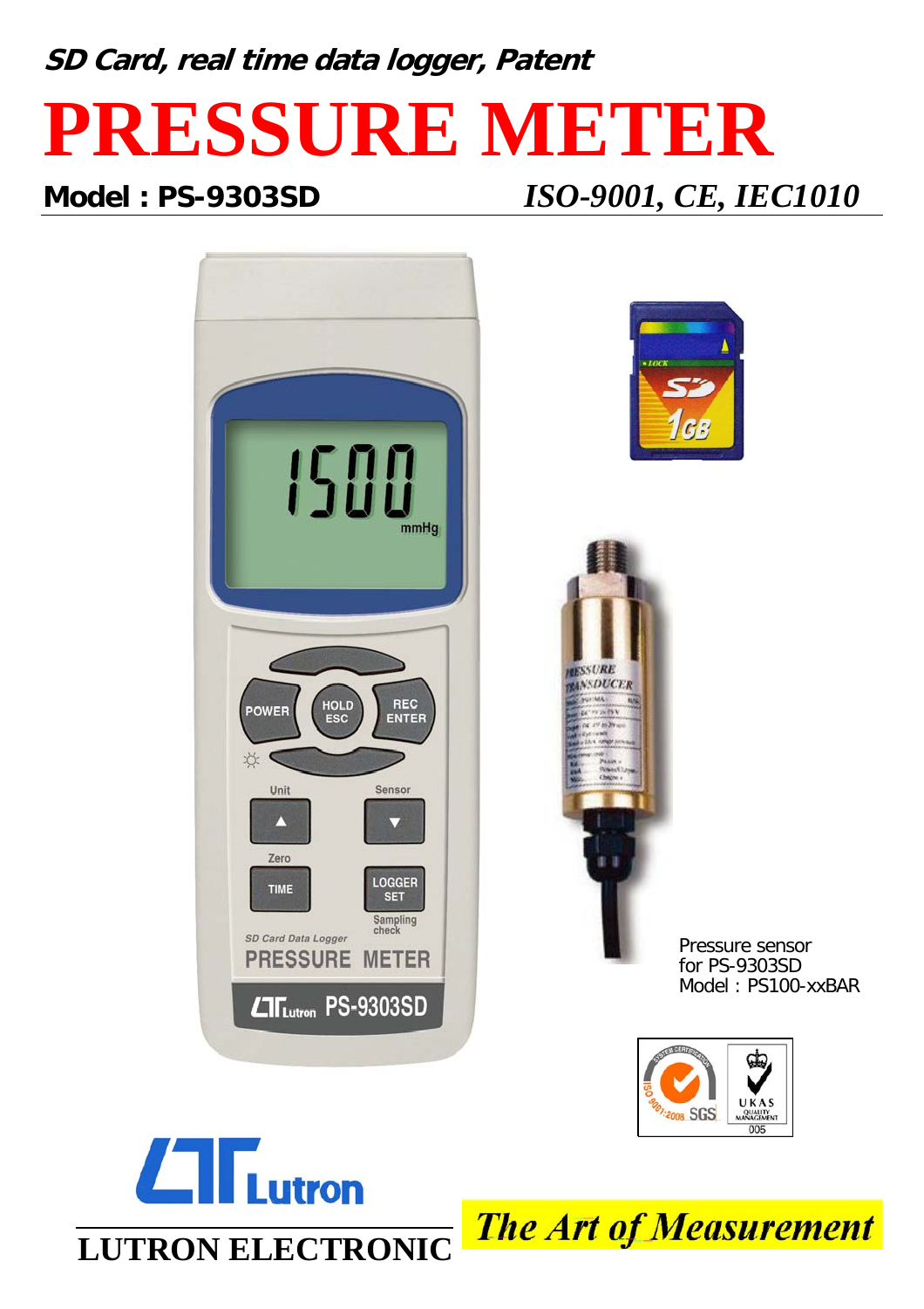***SD Card, real time data logger, Patent***

# PRESSURE METER

**Model : PS-9303SD** *ISO-9001, CE, IEC1010*

Pressure sensor
for PS-9303SD
Model : PS100-xxBAR

**LUTRON ELECTRONIC**

***The Art of Measurement***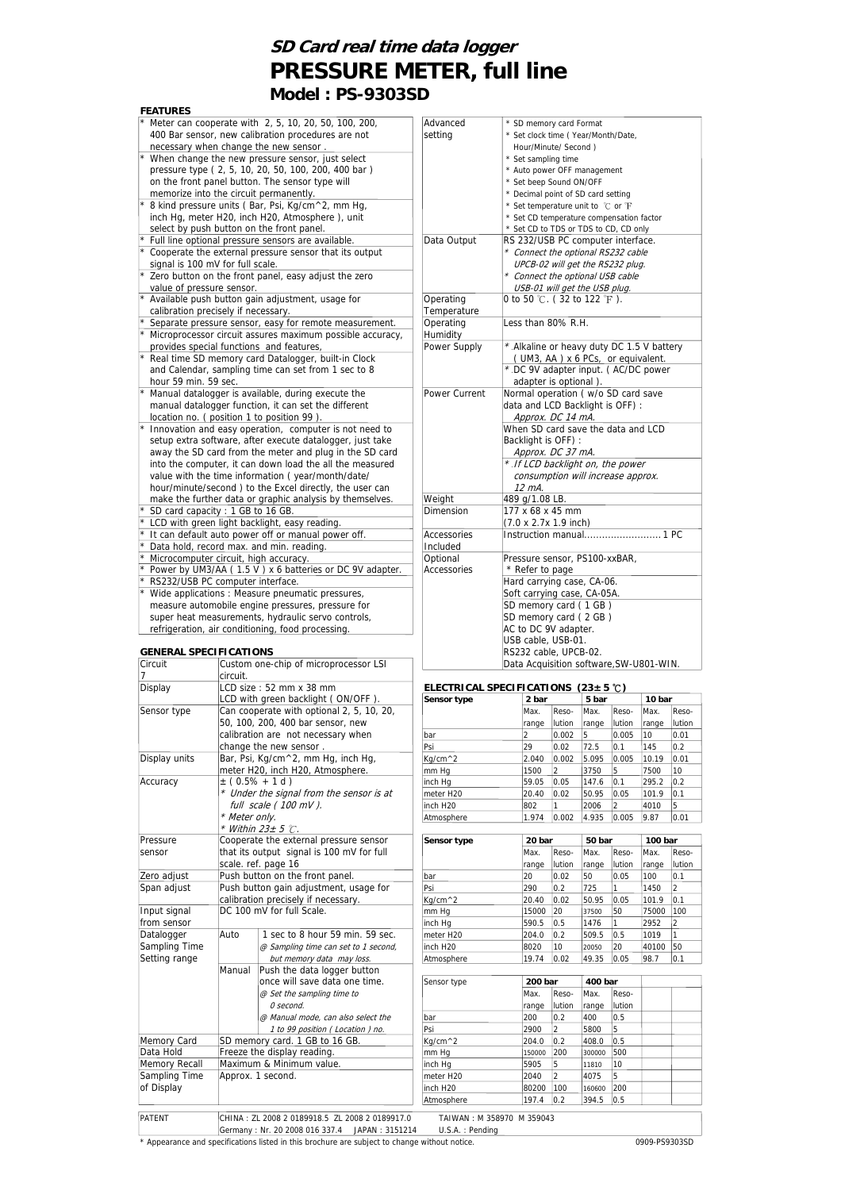# SD Card real time data logger
# PRESSURE METER, full line
## Model : PS-9303SD

### FEATURES

* Meter can cooperate with 2, 5, 10, 20, 50, 100, 200, 400 Bar sensor, new calibration procedures are not necessary when change the new sensor .
* When change the new pressure sensor, just select pressure type ( 2, 5, 10, 20, 50, 100, 200, 400 bar ) on the front panel button. The sensor type will memorize into the circuit permanently.
* 8 kind pressure units ( Bar, Psi, Kg/cm^2, mm Hg, inch Hg, meter H20, inch H20, Atmosphere ), unit select by push button on the front panel.
* Full line optional pressure sensors are available.
* Cooperate the external pressure sensor that its output signal is 100 mV for full scale.
* Zero button on the front panel, easy adjust the zero value of pressure sensor.
* Available push button gain adjustment, usage for calibration precisely if necessary.
* Separate pressure sensor, easy for remote measurement.
* Microprocessor circuit assures maximum possible accuracy, provides special functions and features,
* Real time SD memory card Datalogger, built-in Clock and Calendar, sampling time can set from 1 sec to 8 hour 59 min. 59 sec.
* Manual datalogger is available, during execute the manual datalogger function, it can set the different location no. ( position 1 to position 99 ).
* Innovation and easy operation, computer is not need to setup extra software, after execute datalogger, just take away the SD card from the meter and plug in the SD card into the computer, it can down load the all the measured value with the time information ( year/month/date/ hour/minute/second ) to the Excel directly, the user can make the further data or graphic analysis by themselves.
* SD card capacity : 1 GB to 16 GB.
* LCD with green light backlight, easy reading.
* It can default auto power off or manual power off.
* Data hold, record max. and min. reading.
* Microcomputer circuit, high accuracy.
* Power by UM3/AA ( 1.5 V ) x 6 batteries or DC 9V adapter.
* RS232/USB PC computer interface.
* Wide applications : Measure pneumatic pressures, measure automobile engine pressures, pressure for super heat measurements, hydraulic servo controls, refrigeration, air conditioning, food processing.

### GENERAL SPECIFICATIONS

| | | |
|---|---|---|
| Circuit 7 | Custom one-chip of microprocessor LSI circuit. | |
| Display | LCD size : 52 mm x 38 mm<br>LCD with green backlight ( ON/OFF ). | |
| Sensor type | Can cooperate with optional 2, 5, 10, 20, 50, 100, 200, 400 bar sensor, new calibration are not necessary when change the new sensor . | |
| Display units | Bar, Psi, Kg/cm^2, mm Hg, inch Hg, meter H20, inch H20, Atmosphere. | |
| Accuracy | ± ( 0.5% + 1 d )<br>*Under the signal from the sensor is at full scale ( 100 mV ).*<br>*\* Meter only.*<br>*\* Within 23± 5 ℃.* | |
| Pressure sensor | Cooperate the external pressure sensor that its output signal is 100 mV for full scale. ref. page 16 | |
| Zero adjust | Push button on the front panel. | |
| Span adjust | Push button gain adjustment, usage for calibration precisely if necessary. | |
| Input signal from sensor | DC 100 mV for full Scale. | |
| Datalogger Sampling Time Setting range | Auto | 1 sec to 8 hour 59 min. 59 sec.<br>*@ Sampling time can set to 1 second, but memory data may loss.* |
| | Manual | Push the data logger button once will save data one time.<br>*@ Set the sampling time to 0 second.*<br>*@ Manual mode, can also select the 1 to 99 position ( Location ) no.* |
| Memory Card | SD memory card. 1 GB to 16 GB. | |
| Data Hold | Freeze the display reading. | |
| Memory Recall | Maximum & Minimum value. | |
| Sampling Time of Display | Approx. 1 second. | |
| Advanced setting | * SD memory card Format<br>* Set clock time ( Year/Month/Date, Hour/Minute/ Second )<br>* Set sampling time<br>* Auto power OFF management<br>* Set beep Sound ON/OFF<br>* Decimal point of SD card setting<br>* Set temperature unit to ℃ or ℉<br>* Set CD temperature compensation factor<br>* Set CD to TDS or TDS to CD, CD only | |
| Data Output | RS 232/USB PC computer interface.<br>*\* Connect the optional RS232 cable UPCB-02 will get the RS232 plug.*<br>*\* Connect the optional USB cable USB-01 will get the USB plug.* | |
| Operating Temperature | 0 to 50 ℃. ( 32 to 122 ℉ ). | |
| Operating Humidity | Less than 80% R.H. | |
| Power Supply | * Alkaline or heavy duty DC 1.5 V battery ( UM3, AA ) x 6 PCs, or equivalent.<br>* DC 9V adapter input. ( AC/DC power adapter is optional ). | |
| Power Current | Normal operation ( w/o SD card save data and LCD Backlight is OFF) :<br>*Approx. DC 14 mA.*<br>When SD card save the data and LCD Backlight is OFF) :<br>*Approx. DC 37 mA.*<br>*\* If LCD backlight on, the power consumption will increase approx. 12 mA.* | |
| Weight | 489 g/1.08 LB. | |
| Dimension | 177 x 68 x 45 mm<br>(7.0 x 2.7x 1.9 inch) | |
| Accessories Included | Instruction manual.......................... 1 PC | |
| Optional Accessories | Pressure sensor, PS100-xxBAR,<br>* Refer to page<br>Hard carrying case, CA-06.<br>Soft carrying case, CA-05A.<br>SD memory card ( 1 GB )<br>SD memory card ( 2 GB )<br>AC to DC 9V adapter.<br>USB cable, USB-01.<br>RS232 cable, UPCB-02.<br>Data Acquisition software,SW-U801-WIN. | |

### ELECTRICAL SPECIFICATIONS (23± 5 ℃)

| Sensor type | 2 bar | | 5 bar | | 10 bar | |
|---|---|---|---|---|---|---|
| | Max. range | Reso-lution | Max. range | Reso-lution | Max. range | Reso-lution |
| bar | 2 | 0.002 | 5 | 0.005 | 10 | 0.01 |
| Psi | 29 | 0.02 | 72.5 | 0.1 | 145 | 0.2 |
| Kg/cm^2 | 2.040 | 0.002 | 5.095 | 0.005 | 10.19 | 0.01 |
| mm Hg | 1500 | 2 | 3750 | 5 | 7500 | 10 |
| inch Hg | 59.05 | 0.05 | 147.6 | 0.1 | 295.2 | 0.2 |
| meter H20 | 20.40 | 0.02 | 50.95 | 0.05 | 101.9 | 0.1 |
| inch H20 | 802 | 1 | 2006 | 2 | 4010 | 5 |
| Atmosphere | 1.974 | 0.002 | 4.935 | 0.005 | 9.87 | 0.01 |

| Sensor type | 20 bar | | 50 bar | | 100 bar | |
|---|---|---|---|---|---|---|
| | Max. range | Reso-lution | Max. range | Reso-lution | Max. range | Reso-lution |
| bar | 20 | 0.02 | 50 | 0.05 | 100 | 0.1 |
| Psi | 290 | 0.2 | 725 | 1 | 1450 | 2 |
| Kg/cm^2 | 20.40 | 0.02 | 50.95 | 0.05 | 101.9 | 0.1 |
| mm Hg | 15000 | 20 | 37500 | 50 | 75000 | 100 |
| inch Hg | 590.5 | 0.5 | 1476 | 1 | 2952 | 2 |
| meter H20 | 204.0 | 0.2 | 509.5 | 0.5 | 1019 | 1 |
| inch H20 | 8020 | 10 | 20050 | 20 | 40100 | 50 |
| Atmosphere | 19.74 | 0.02 | 49.35 | 0.05 | 98.7 | 0.1 |

| Sensor type | 200 bar | | 400 bar | | | |
|---|---|---|---|---|---|---|
| | Max. range | Reso-lution | Max. range | Reso-lution | | |
| bar | 200 | 0.2 | 400 | 0.5 | | |
| Psi | 2900 | 2 | 5800 | 5 | | |
| Kg/cm^2 | 204.0 | 0.2 | 408.0 | 0.5 | | |
| mm Hg | 150000 | 200 | 300000 | 500 | | |
| inch Hg | 5905 | 5 | 11810 | 10 | | |
| meter H20 | 2040 | 2 | 4075 | 5 | | |
| inch H20 | 80200 | 100 | 160600 | 200 | | |
| Atmosphere | 197.4 | 0.2 | 394.5 | 0.5 | | |

| | |
|---|---|
| PATENT | CHINA : ZL 2008 2 0189918.5 ZL 2008 2 0189917.0 TAIWAN : M 358970 M 359043<br>Germany : Nr. 20 2008 016 337.4 JAPAN : 3151214 U.S.A. : Pending |

* Appearance and specifications listed in this brochure are subject to change without notice.

0909-PS9303SD